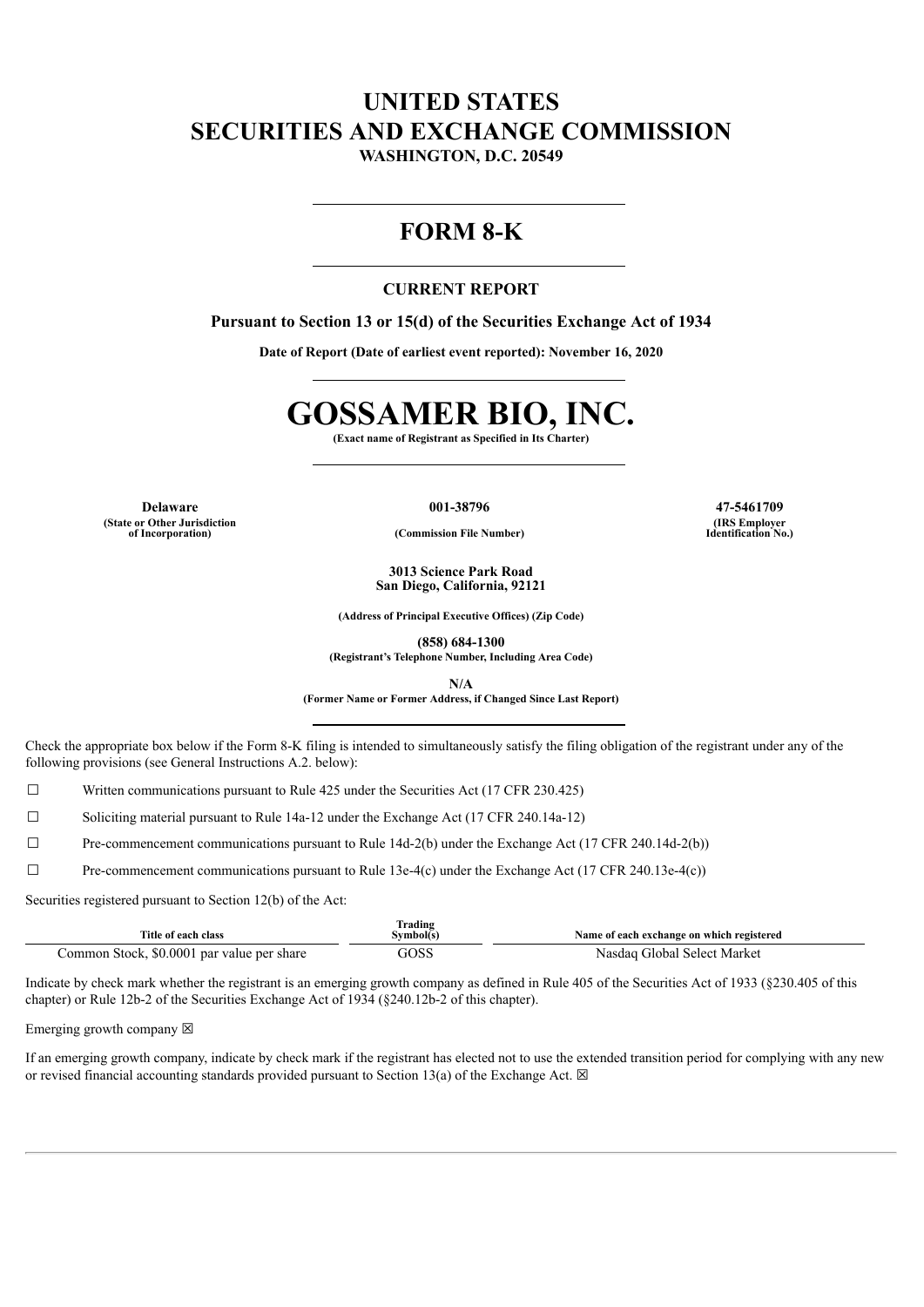# UNITED STATES
# SECURITIES AND EXCHANGE COMMISSION

**WASHINGTON, D.C. 20549**

---

# FORM 8-K

---

### CURRENT REPORT

**Pursuant to Section 13 or 15(d) of the Securities Exchange Act of 1934**

**Date of Report (Date of earliest event reported): November 16, 2020**

---

# GOSSAMER BIO, INC.

**(Exact name of Registrant as Specified in Its Charter)**

---

| **Delaware** | **001-38796** | **47-5461709** |
|---|---|---|
| **(State or Other Jurisdiction of Incorporation)** | **(Commission File Number)** | **(IRS Employer Identification No.)** |

**3013 Science Park Road**
**San Diego, California, 92121**

**(Address of Principal Executive Offices) (Zip Code)**

**(858) 684-1300**
**(Registrant's Telephone Number, Including Area Code)**

**N/A**
**(Former Name or Former Address, if Changed Since Last Report)**

---

Check the appropriate box below if the Form 8-K filing is intended to simultaneously satisfy the filing obligation of the registrant under any of the following provisions (see General Instructions A.2. below):

☐ Written communications pursuant to Rule 425 under the Securities Act (17 CFR 230.425)

☐ Soliciting material pursuant to Rule 14a-12 under the Exchange Act (17 CFR 240.14a-12)

☐ Pre-commencement communications pursuant to Rule 14d-2(b) under the Exchange Act (17 CFR 240.14d-2(b))

☐ Pre-commencement communications pursuant to Rule 13e-4(c) under the Exchange Act (17 CFR 240.13e-4(c))

Securities registered pursuant to Section 12(b) of the Act:

| Title of each class | Trading Symbol(s) | Name of each exchange on which registered |
|---|---|---|
| Common Stock, $0.0001 par value per share | GOSS | Nasdaq Global Select Market |

Indicate by check mark whether the registrant is an emerging growth company as defined in Rule 405 of the Securities Act of 1933 (§230.405 of this chapter) or Rule 12b-2 of the Securities Exchange Act of 1934 (§240.12b-2 of this chapter).

Emerging growth company ☒

If an emerging growth company, indicate by check mark if the registrant has elected not to use the extended transition period for complying with any new or revised financial accounting standards provided pursuant to Section 13(a) of the Exchange Act. ☒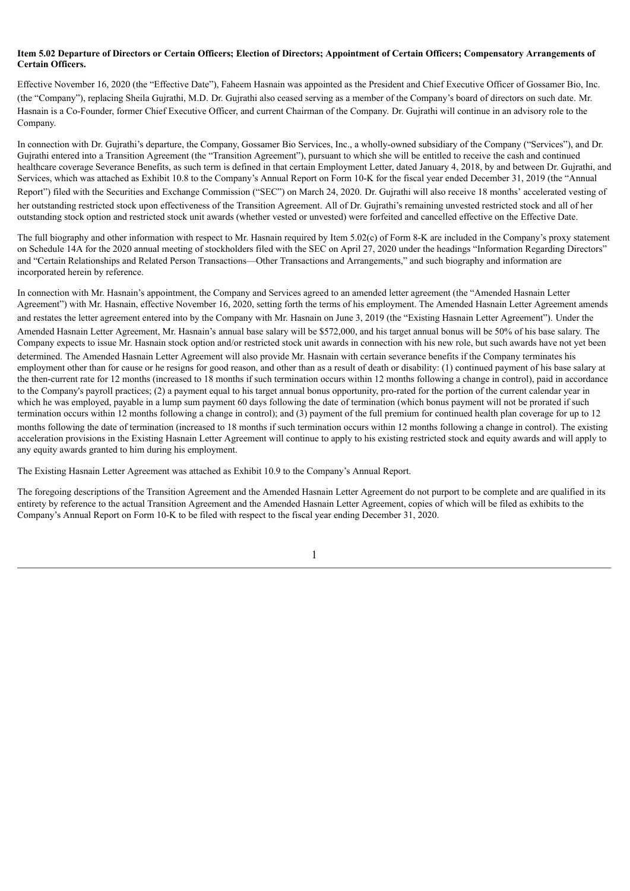**Item 5.02 Departure of Directors or Certain Officers; Election of Directors; Appointment of Certain Officers; Compensatory Arrangements of Certain Officers.**

Effective November 16, 2020 (the "Effective Date"), Faheem Hasnain was appointed as the President and Chief Executive Officer of Gossamer Bio, Inc. (the "Company"), replacing Sheila Gujrathi, M.D. Dr. Gujrathi also ceased serving as a member of the Company's board of directors on such date. Mr. Hasnain is a Co-Founder, former Chief Executive Officer, and current Chairman of the Company. Dr. Gujrathi will continue in an advisory role to the Company.

In connection with Dr. Gujrathi's departure, the Company, Gossamer Bio Services, Inc., a wholly-owned subsidiary of the Company ("Services"), and Dr. Gujrathi entered into a Transition Agreement (the "Transition Agreement"), pursuant to which she will be entitled to receive the cash and continued healthcare coverage Severance Benefits, as such term is defined in that certain Employment Letter, dated January 4, 2018, by and between Dr. Gujrathi, and Services, which was attached as Exhibit 10.8 to the Company's Annual Report on Form 10-K for the fiscal year ended December 31, 2019 (the "Annual Report") filed with the Securities and Exchange Commission ("SEC") on March 24, 2020. Dr. Gujrathi will also receive 18 months' accelerated vesting of her outstanding restricted stock upon effectiveness of the Transition Agreement. All of Dr. Gujrathi's remaining unvested restricted stock and all of her outstanding stock option and restricted stock unit awards (whether vested or unvested) were forfeited and cancelled effective on the Effective Date.

The full biography and other information with respect to Mr. Hasnain required by Item 5.02(c) of Form 8-K are included in the Company's proxy statement on Schedule 14A for the 2020 annual meeting of stockholders filed with the SEC on April 27, 2020 under the headings "Information Regarding Directors" and "Certain Relationships and Related Person Transactions—Other Transactions and Arrangements," and such biography and information are incorporated herein by reference.

In connection with Mr. Hasnain's appointment, the Company and Services agreed to an amended letter agreement (the "Amended Hasnain Letter Agreement") with Mr. Hasnain, effective November 16, 2020, setting forth the terms of his employment. The Amended Hasnain Letter Agreement amends and restates the letter agreement entered into by the Company with Mr. Hasnain on June 3, 2019 (the "Existing Hasnain Letter Agreement"). Under the Amended Hasnain Letter Agreement, Mr. Hasnain's annual base salary will be $572,000, and his target annual bonus will be 50% of his base salary. The Company expects to issue Mr. Hasnain stock option and/or restricted stock unit awards in connection with his new role, but such awards have not yet been determined. The Amended Hasnain Letter Agreement will also provide Mr. Hasnain with certain severance benefits if the Company terminates his employment other than for cause or he resigns for good reason, and other than as a result of death or disability: (1) continued payment of his base salary at the then-current rate for 12 months (increased to 18 months if such termination occurs within 12 months following a change in control), paid in accordance to the Company's payroll practices; (2) a payment equal to his target annual bonus opportunity, pro-rated for the portion of the current calendar year in which he was employed, payable in a lump sum payment 60 days following the date of termination (which bonus payment will not be prorated if such termination occurs within 12 months following a change in control); and (3) payment of the full premium for continued health plan coverage for up to 12 months following the date of termination (increased to 18 months if such termination occurs within 12 months following a change in control). The existing acceleration provisions in the Existing Hasnain Letter Agreement will continue to apply to his existing restricted stock and equity awards and will apply to any equity awards granted to him during his employment.

The Existing Hasnain Letter Agreement was attached as Exhibit 10.9 to the Company's Annual Report.

The foregoing descriptions of the Transition Agreement and the Amended Hasnain Letter Agreement do not purport to be complete and are qualified in its entirety by reference to the actual Transition Agreement and the Amended Hasnain Letter Agreement, copies of which will be filed as exhibits to the Company's Annual Report on Form 10-K to be filed with respect to the fiscal year ending December 31, 2020.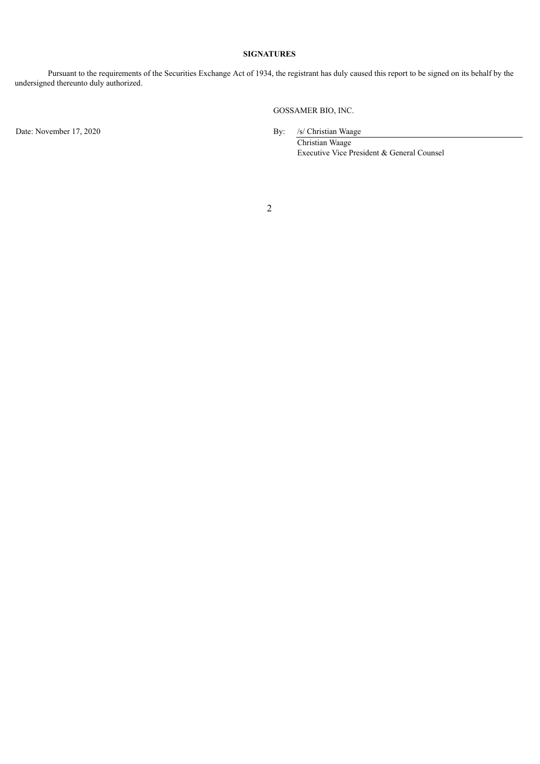**SIGNATURES**

Pursuant to the requirements of the Securities Exchange Act of 1934, the registrant has duly caused this report to be signed on its behalf by the undersigned thereunto duly authorized.

GOSSAMER BIO, INC.

Date: November 17, 2020

By: /s/ Christian Waage
Christian Waage
Executive Vice President & General Counsel